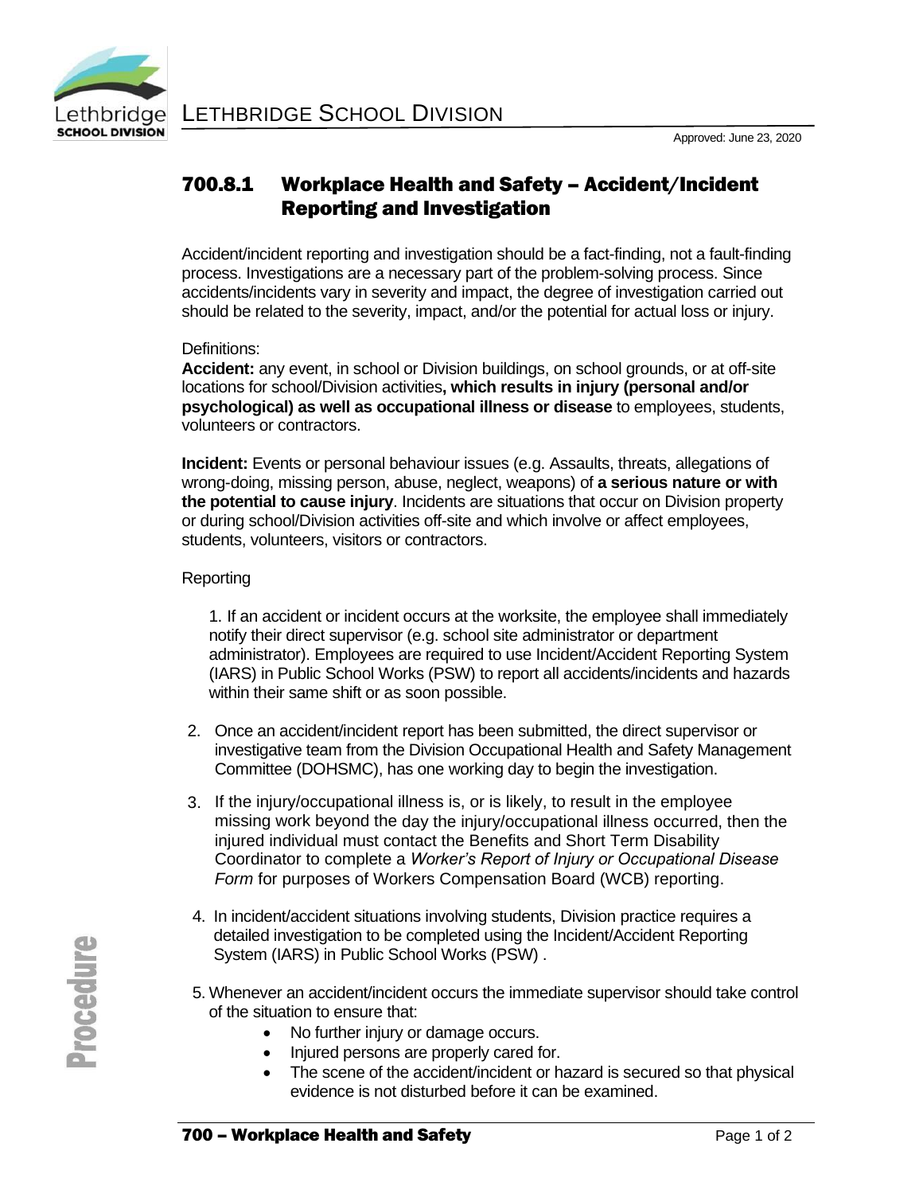# 700.8.1 Workplace Health and Safety – Accident/Incident Reporting and Investigation

Approved: June 23, 2020

Accident/incident reporting and investigation should be a fact-finding, not a fault-finding process. Investigations are a necessary part of the problem-solving process. Since accidents/incidents vary in severity and impact, the degree of investigation carried out should be related to the severity, impact, and/or the potential for actual loss or injury.

Definitions:

**Accident:** any event, in school or Division buildings, on school grounds, or at off-site locations for school/Division activities**, which results in injury (personal and/or psychological) as well as occupational illness or disease** to employees, students, volunteers or contractors.

**Incident:** Events or personal behaviour issues (e.g. Assaults, threats, allegations of wrong-doing, missing person, abuse, neglect, weapons) of **a serious nature or with the potential to cause injury**. Incidents are situations that occur on Division property or during school/Division activities off-site and which involve or affect employees, students, volunteers, visitors or contractors.

Reporting

1. If an accident or incident occurs at the worksite, the employee shall immediately notify their direct supervisor (e.g. school site administrator or department administrator). Employees are required to use Incident/Accident Reporting System (IARS) in Public School Works (PSW) to report all accidents/incidents and hazards within their same shift or as soon possible.
2. Once an accident/incident report has been submitted, the direct supervisor or investigative team from the Division Occupational Health and Safety Management Committee (DOHSMC), has one working day to begin the investigation.
3. If the injury/occupational illness is, or is likely, to result in the employee missing work beyond the day the injury/occupational illness occurred, then the injured individual must contact the Benefits and Short Term Disability Coordinator to complete a *Worker's Report of Injury or Occupational Disease Form* for purposes of Workers Compensation Board (WCB) reporting.
4. In incident/accident situations involving students, Division practice requires a detailed investigation to be completed using the Incident/Accident Reporting System (IARS) in Public School Works (PSW) .
5. Whenever an accident/incident occurs the immediate supervisor should take control of the situation to ensure that:
   - No further injury or damage occurs.
   - Injured persons are properly cared for.
   - The scene of the accident/incident or hazard is secured so that physical evidence is not disturbed before it can be examined.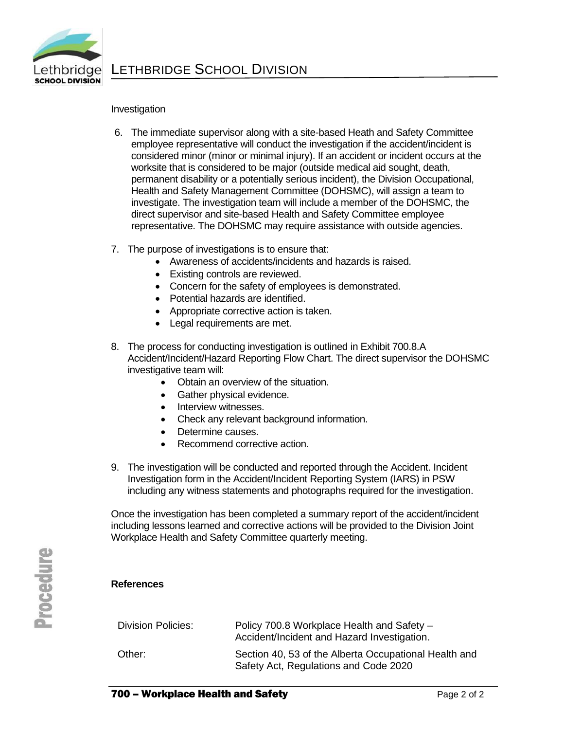Investigation

6. The immediate supervisor along with a site-based Heath and Safety Committee employee representative will conduct the investigation if the accident/incident is considered minor (minor or minimal injury). If an accident or incident occurs at the worksite that is considered to be major (outside medical aid sought, death, permanent disability or a potentially serious incident), the Division Occupational, Health and Safety Management Committee (DOHSMC), will assign a team to investigate. The investigation team will include a member of the DOHSMC, the direct supervisor and site-based Health and Safety Committee employee representative. The DOHSMC may require assistance with outside agencies.

7. The purpose of investigations is to ensure that:
   - Awareness of accidents/incidents and hazards is raised.
   - Existing controls are reviewed.
   - Concern for the safety of employees is demonstrated.
   - Potential hazards are identified.
   - Appropriate corrective action is taken.
   - Legal requirements are met.

8. The process for conducting investigation is outlined in Exhibit 700.8.A Accident/Incident/Hazard Reporting Flow Chart. The direct supervisor the DOHSMC investigative team will:
   - Obtain an overview of the situation.
   - Gather physical evidence.
   - Interview witnesses.
   - Check any relevant background information.
   - Determine causes.
   - Recommend corrective action.

9. The investigation will be conducted and reported through the Accident. Incident Investigation form in the Accident/Incident Reporting System (IARS) in PSW including any witness statements and photographs required for the investigation.

Once the investigation has been completed a summary report of the accident/incident including lessons learned and corrective actions will be provided to the Division Joint Workplace Health and Safety Committee quarterly meeting.

**References**

| | |
|---|---|
| Division Policies: | Policy 700.8 Workplace Health and Safety – Accident/Incident and Hazard Investigation. |
| Other: | Section 40, 53 of the Alberta Occupational Health and Safety Act, Regulations and Code 2020 |